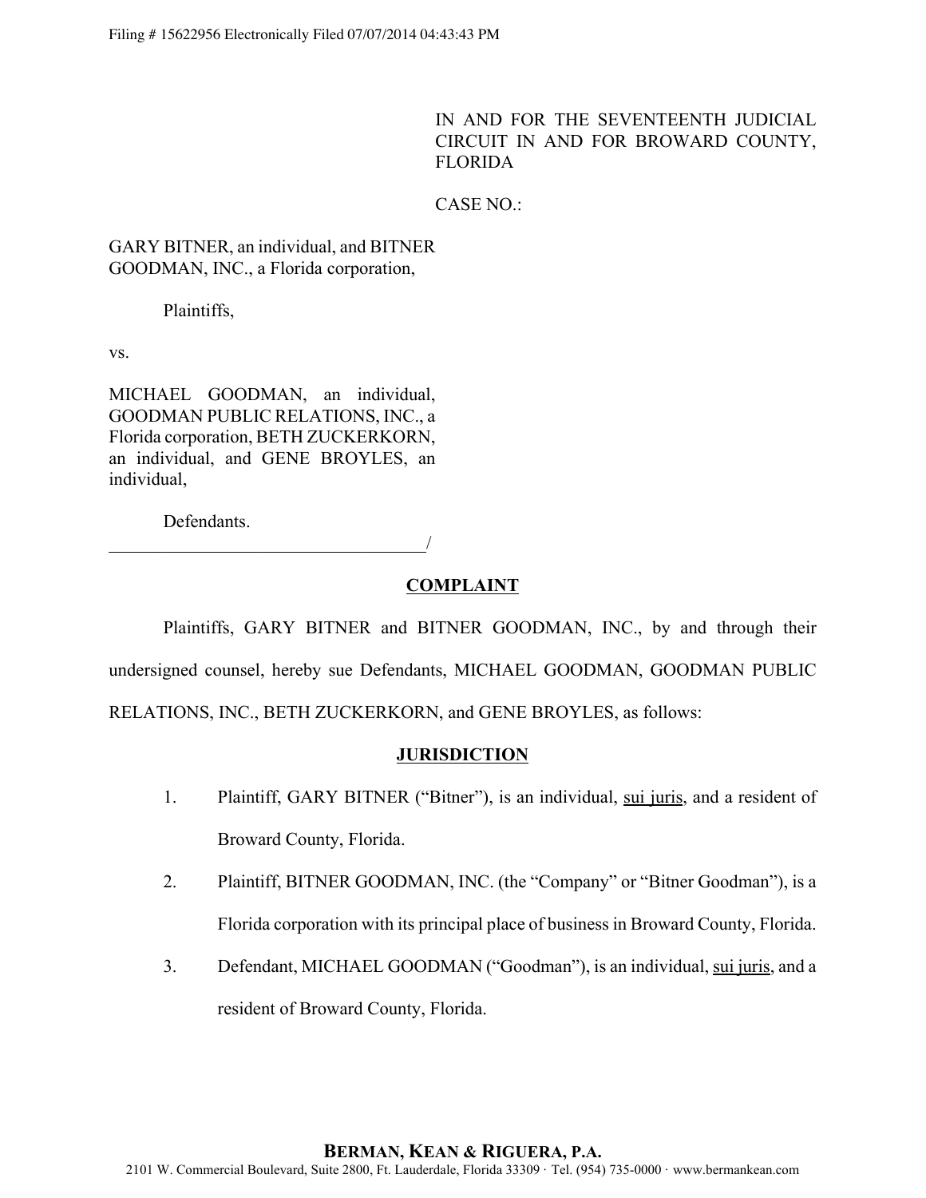Filing # 15622956 Electronically Filed 07/07/2014 04:43:43 PM

IN AND FOR THE SEVENTEENTH JUDICIAL CIRCUIT IN AND FOR BROWARD COUNTY, FLORIDA

CASE NO.:

GARY BITNER, an individual, and BITNER GOODMAN, INC., a Florida corporation,

Plaintiffs,

vs.

MICHAEL GOODMAN, an individual, GOODMAN PUBLIC RELATIONS, INC., a Florida corporation, BETH ZUCKERKORN, an individual, and GENE BROYLES, an individual,

Defendants.

_____________________________________/

## COMPLAINT

Plaintiffs, GARY BITNER and BITNER GOODMAN, INC., by and through their undersigned counsel, hereby sue Defendants, MICHAEL GOODMAN, GOODMAN PUBLIC RELATIONS, INC., BETH ZUCKERKORN, and GENE BROYLES, as follows:

## JURISDICTION

1. Plaintiff, GARY BITNER ("Bitner"), is an individual, sui juris, and a resident of Broward County, Florida.

2. Plaintiff, BITNER GOODMAN, INC. (the "Company" or "Bitner Goodman"), is a Florida corporation with its principal place of business in Broward County, Florida.

3. Defendant, MICHAEL GOODMAN ("Goodman"), is an individual, sui juris, and a resident of Broward County, Florida.

**BERMAN, KEAN & RIGUERA, P.A.**
2101 W. Commercial Boulevard, Suite 2800, Ft. Lauderdale, Florida 33309 · Tel. (954) 735-0000 · www.bermankean.com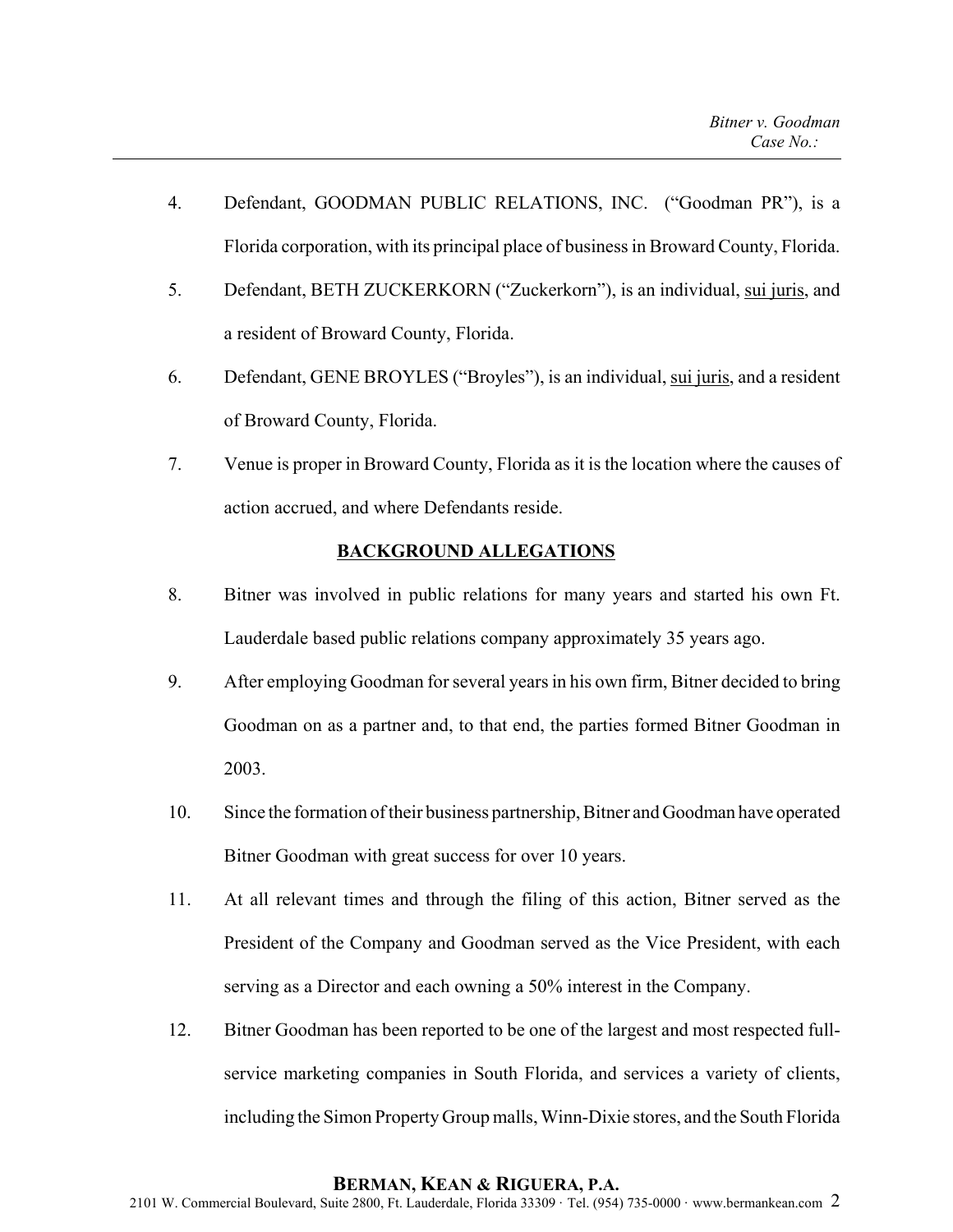4. Defendant, GOODMAN PUBLIC RELATIONS, INC. ("Goodman PR"), is a Florida corporation, with its principal place of business in Broward County, Florida.

5. Defendant, BETH ZUCKERKORN ("Zuckerkorn"), is an individual, <u>sui juris</u>, and a resident of Broward County, Florida.

6. Defendant, GENE BROYLES ("Broyles"), is an individual, <u>sui juris</u>, and a resident of Broward County, Florida.

7. Venue is proper in Broward County, Florida as it is the location where the causes of action accrued, and where Defendants reside.

**<u>BACKGROUND ALLEGATIONS</u>**

8. Bitner was involved in public relations for many years and started his own Ft. Lauderdale based public relations company approximately 35 years ago.

9. After employing Goodman for several years in his own firm, Bitner decided to bring Goodman on as a partner and, to that end, the parties formed Bitner Goodman in 2003.

10. Since the formation of their business partnership, Bitner and Goodman have operated Bitner Goodman with great success for over 10 years.

11. At all relevant times and through the filing of this action, Bitner served as the President of the Company and Goodman served as the Vice President, with each serving as a Director and each owning a 50% interest in the Company.

12. Bitner Goodman has been reported to be one of the largest and most respected full-service marketing companies in South Florida, and services a variety of clients, including the Simon Property Group malls, Winn-Dixie stores, and the South Florida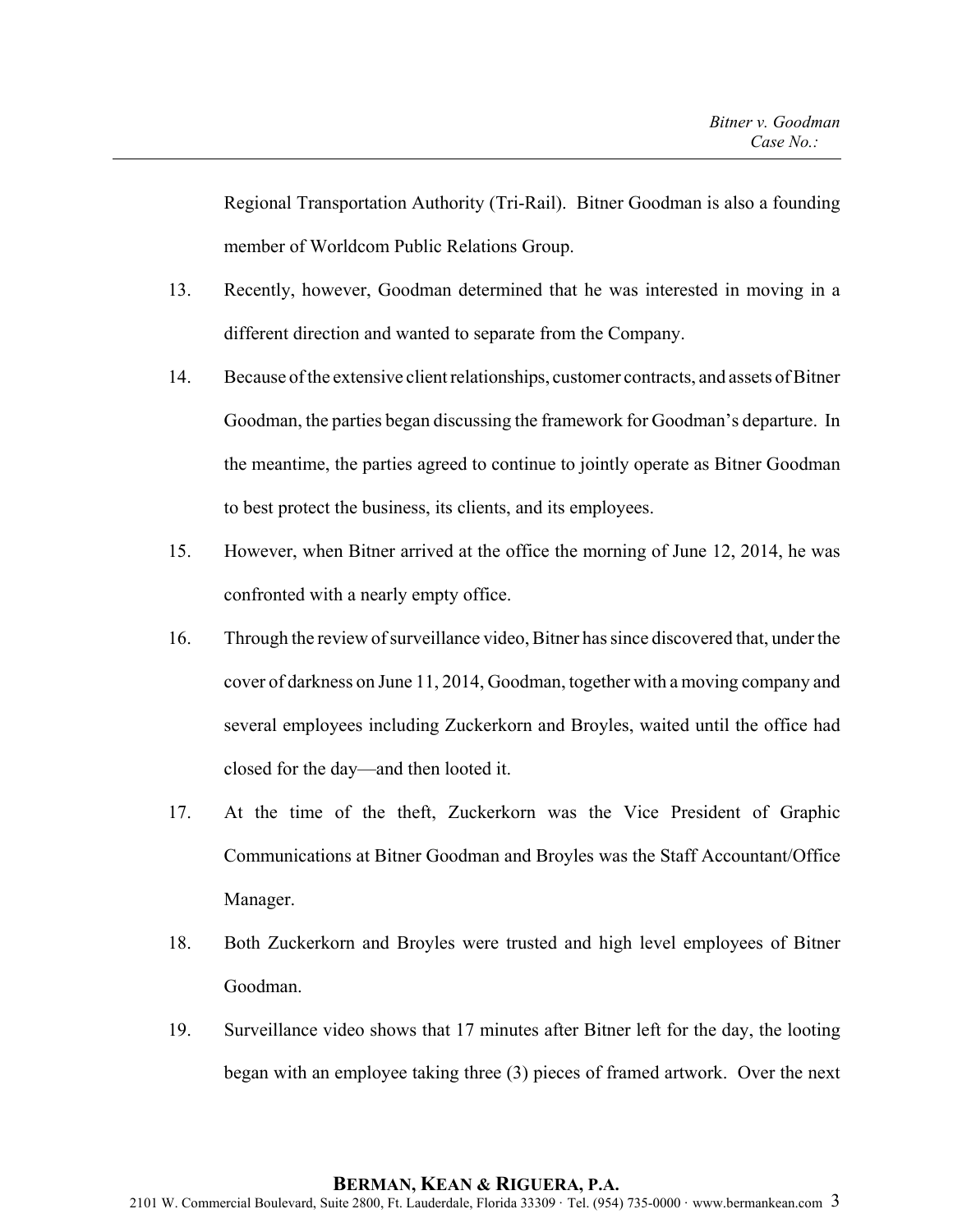Regional Transportation Authority (Tri-Rail). Bitner Goodman is also a founding member of Worldcom Public Relations Group.

13. Recently, however, Goodman determined that he was interested in moving in a different direction and wanted to separate from the Company.

14. Because of the extensive client relationships, customer contracts, and assets of Bitner Goodman, the parties began discussing the framework for Goodman's departure. In the meantime, the parties agreed to continue to jointly operate as Bitner Goodman to best protect the business, its clients, and its employees.

15. However, when Bitner arrived at the office the morning of June 12, 2014, he was confronted with a nearly empty office.

16. Through the review of surveillance video, Bitner has since discovered that, under the cover of darkness on June 11, 2014, Goodman, together with a moving company and several employees including Zuckerkorn and Broyles, waited until the office had closed for the day—and then looted it.

17. At the time of the theft, Zuckerkorn was the Vice President of Graphic Communications at Bitner Goodman and Broyles was the Staff Accountant/Office Manager.

18. Both Zuckerkorn and Broyles were trusted and high level employees of Bitner Goodman.

19. Surveillance video shows that 17 minutes after Bitner left for the day, the looting began with an employee taking three (3) pieces of framed artwork. Over the next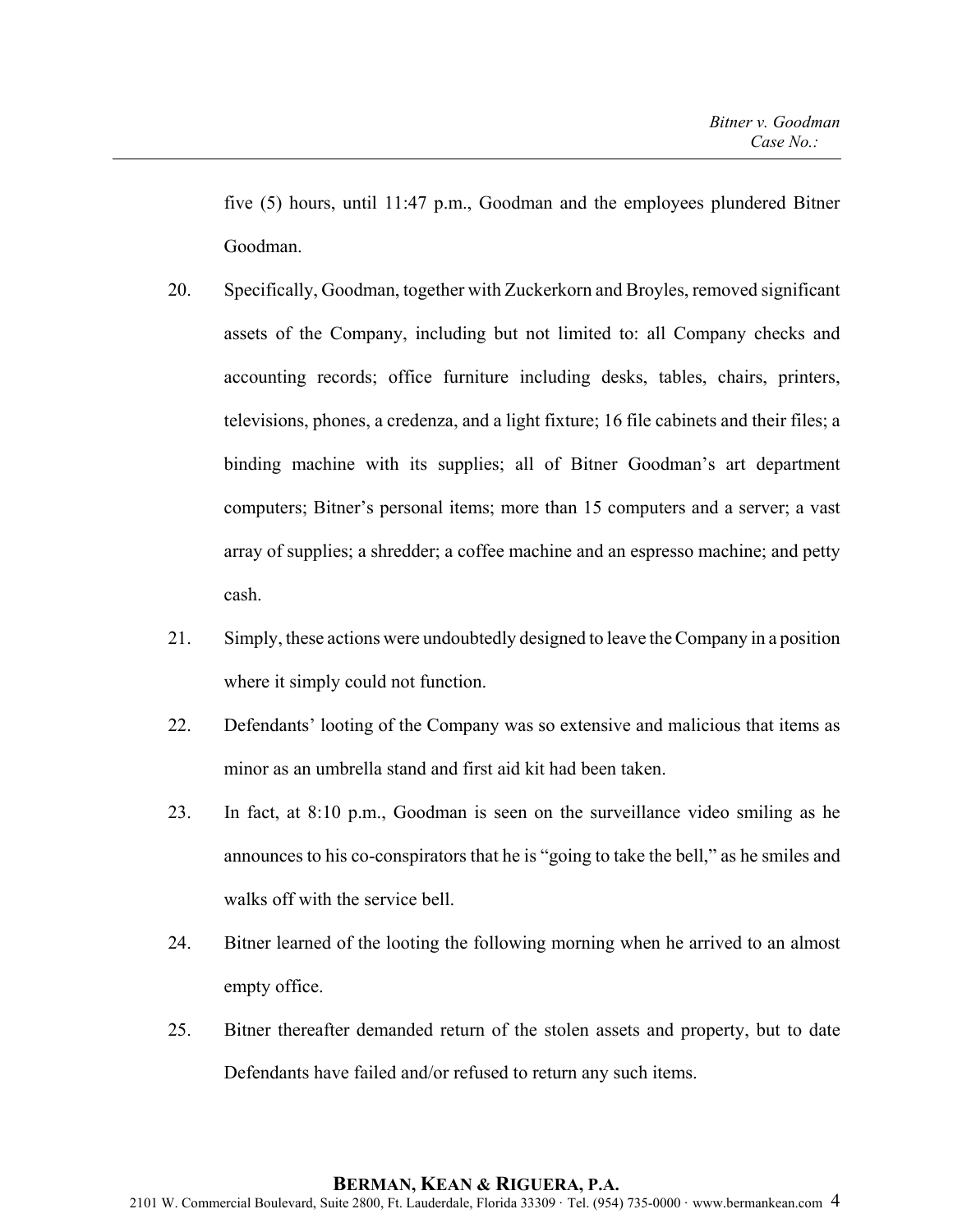five (5) hours, until 11:47 p.m., Goodman and the employees plundered Bitner Goodman.

20. Specifically, Goodman, together with Zuckerkorn and Broyles, removed significant assets of the Company, including but not limited to: all Company checks and accounting records; office furniture including desks, tables, chairs, printers, televisions, phones, a credenza, and a light fixture; 16 file cabinets and their files; a binding machine with its supplies; all of Bitner Goodman's art department computers; Bitner's personal items; more than 15 computers and a server; a vast array of supplies; a shredder; a coffee machine and an espresso machine; and petty cash.

21. Simply, these actions were undoubtedly designed to leave the Company in a position where it simply could not function.

22. Defendants' looting of the Company was so extensive and malicious that items as minor as an umbrella stand and first aid kit had been taken.

23. In fact, at 8:10 p.m., Goodman is seen on the surveillance video smiling as he announces to his co-conspirators that he is "going to take the bell," as he smiles and walks off with the service bell.

24. Bitner learned of the looting the following morning when he arrived to an almost empty office.

25. Bitner thereafter demanded return of the stolen assets and property, but to date Defendants have failed and/or refused to return any such items.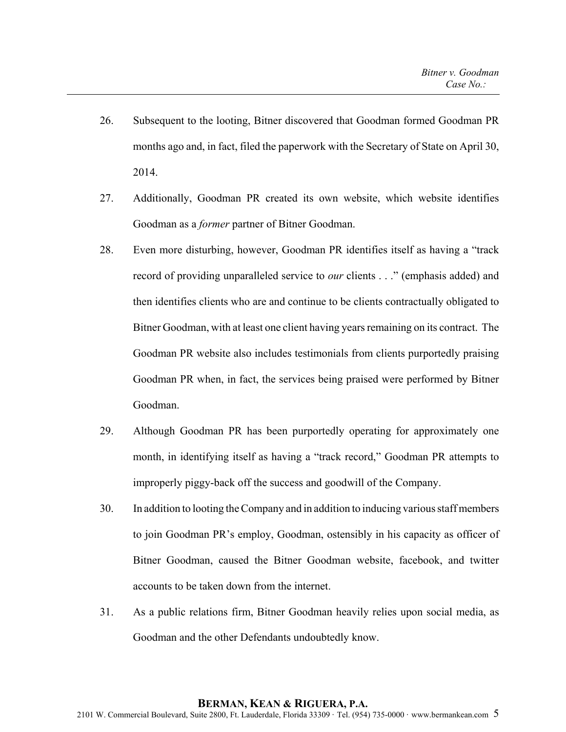26. Subsequent to the looting, Bitner discovered that Goodman formed Goodman PR months ago and, in fact, filed the paperwork with the Secretary of State on April 30, 2014.

27. Additionally, Goodman PR created its own website, which website identifies Goodman as a *former* partner of Bitner Goodman.

28. Even more disturbing, however, Goodman PR identifies itself as having a "track record of providing unparalleled service to *our* clients . . ." (emphasis added) and then identifies clients who are and continue to be clients contractually obligated to Bitner Goodman, with at least one client having years remaining on its contract. The Goodman PR website also includes testimonials from clients purportedly praising Goodman PR when, in fact, the services being praised were performed by Bitner Goodman.

29. Although Goodman PR has been purportedly operating for approximately one month, in identifying itself as having a "track record," Goodman PR attempts to improperly piggy-back off the success and goodwill of the Company.

30. In addition to looting the Company and in addition to inducing various staff members to join Goodman PR's employ, Goodman, ostensibly in his capacity as officer of Bitner Goodman, caused the Bitner Goodman website, facebook, and twitter accounts to be taken down from the internet.

31. As a public relations firm, Bitner Goodman heavily relies upon social media, as Goodman and the other Defendants undoubtedly know.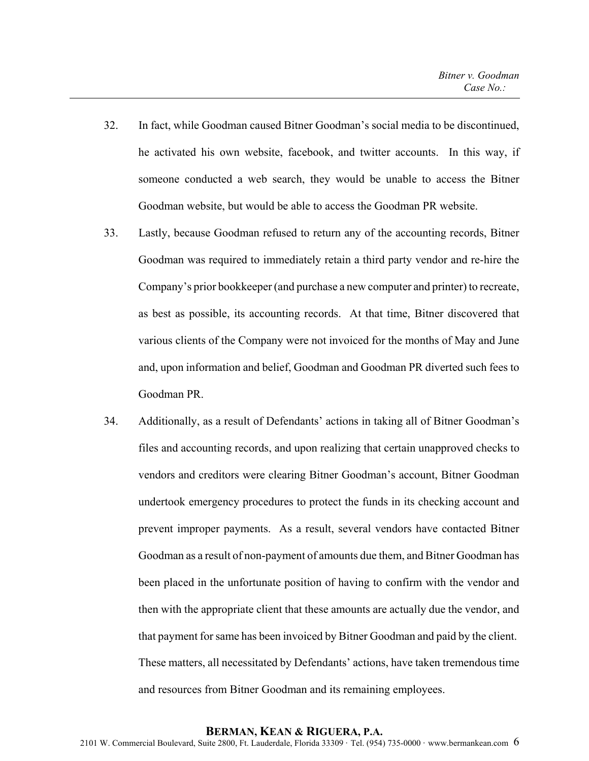32. In fact, while Goodman caused Bitner Goodman's social media to be discontinued, he activated his own website, facebook, and twitter accounts. In this way, if someone conducted a web search, they would be unable to access the Bitner Goodman website, but would be able to access the Goodman PR website.

33. Lastly, because Goodman refused to return any of the accounting records, Bitner Goodman was required to immediately retain a third party vendor and re-hire the Company's prior bookkeeper (and purchase a new computer and printer) to recreate, as best as possible, its accounting records. At that time, Bitner discovered that various clients of the Company were not invoiced for the months of May and June and, upon information and belief, Goodman and Goodman PR diverted such fees to Goodman PR.

34. Additionally, as a result of Defendants' actions in taking all of Bitner Goodman's files and accounting records, and upon realizing that certain unapproved checks to vendors and creditors were clearing Bitner Goodman's account, Bitner Goodman undertook emergency procedures to protect the funds in its checking account and prevent improper payments. As a result, several vendors have contacted Bitner Goodman as a result of non-payment of amounts due them, and Bitner Goodman has been placed in the unfortunate position of having to confirm with the vendor and then with the appropriate client that these amounts are actually due the vendor, and that payment for same has been invoiced by Bitner Goodman and paid by the client. These matters, all necessitated by Defendants' actions, have taken tremendous time and resources from Bitner Goodman and its remaining employees.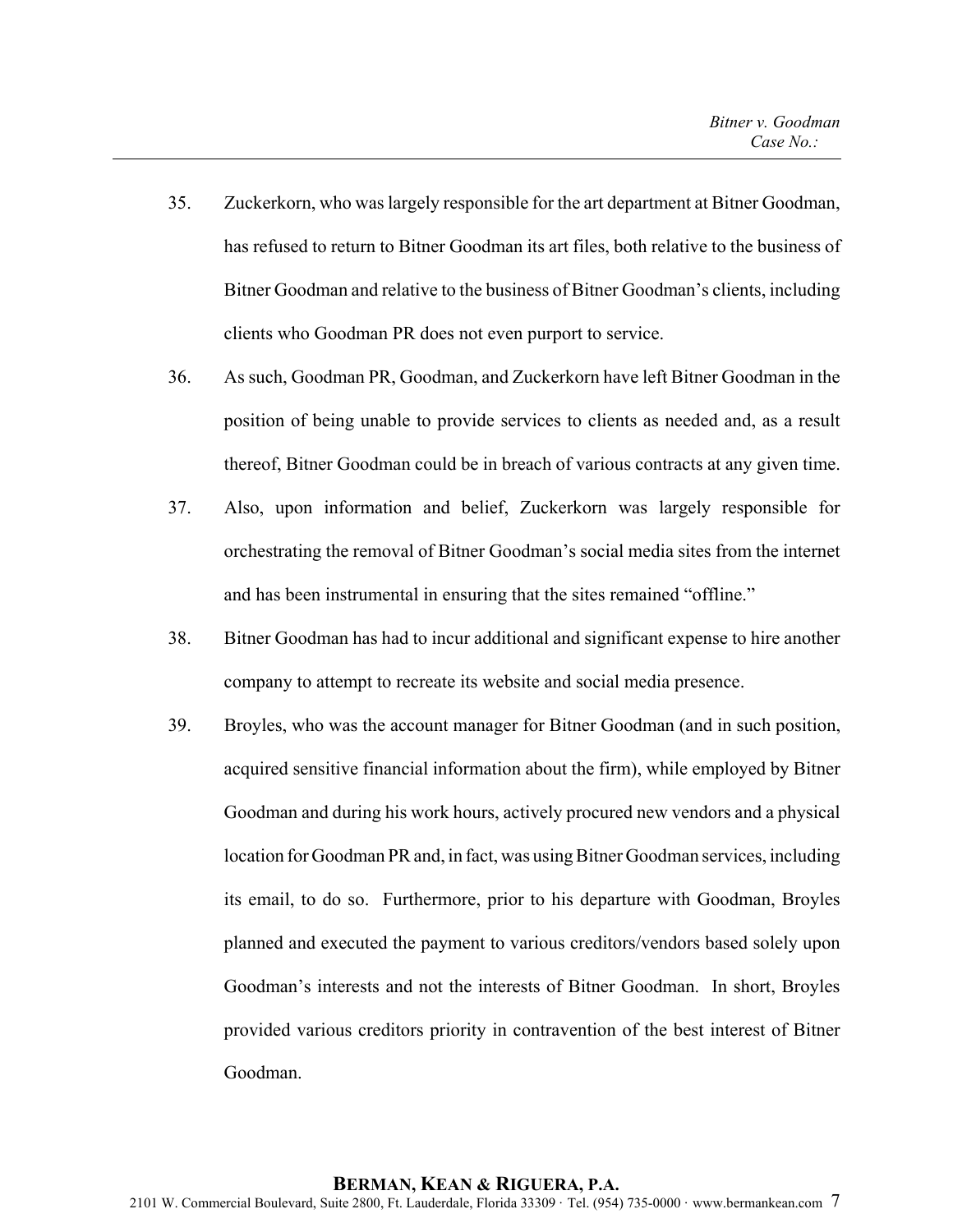35. Zuckerkorn, who was largely responsible for the art department at Bitner Goodman, has refused to return to Bitner Goodman its art files, both relative to the business of Bitner Goodman and relative to the business of Bitner Goodman's clients, including clients who Goodman PR does not even purport to service.

36. As such, Goodman PR, Goodman, and Zuckerkorn have left Bitner Goodman in the position of being unable to provide services to clients as needed and, as a result thereof, Bitner Goodman could be in breach of various contracts at any given time.

37. Also, upon information and belief, Zuckerkorn was largely responsible for orchestrating the removal of Bitner Goodman's social media sites from the internet and has been instrumental in ensuring that the sites remained "offline."

38. Bitner Goodman has had to incur additional and significant expense to hire another company to attempt to recreate its website and social media presence.

39. Broyles, who was the account manager for Bitner Goodman (and in such position, acquired sensitive financial information about the firm), while employed by Bitner Goodman and during his work hours, actively procured new vendors and a physical location for Goodman PR and, in fact, was using Bitner Goodman services, including its email, to do so. Furthermore, prior to his departure with Goodman, Broyles planned and executed the payment to various creditors/vendors based solely upon Goodman's interests and not the interests of Bitner Goodman. In short, Broyles provided various creditors priority in contravention of the best interest of Bitner Goodman.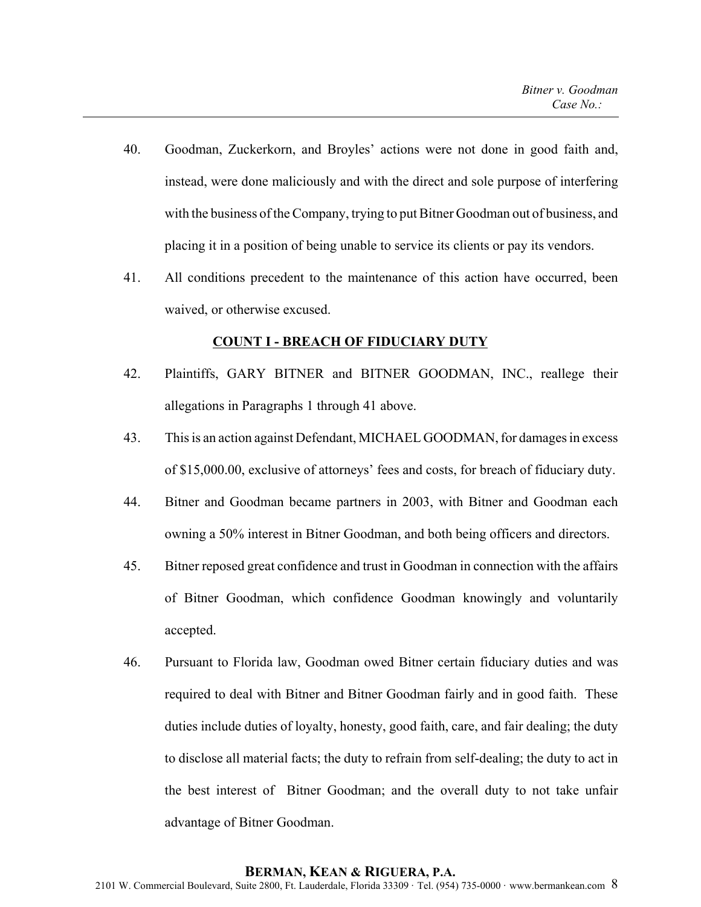40. Goodman, Zuckerkorn, and Broyles' actions were not done in good faith and, instead, were done maliciously and with the direct and sole purpose of interfering with the business of the Company, trying to put Bitner Goodman out of business, and placing it in a position of being unable to service its clients or pay its vendors.

41. All conditions precedent to the maintenance of this action have occurred, been waived, or otherwise excused.

## COUNT I - BREACH OF FIDUCIARY DUTY

42. Plaintiffs, GARY BITNER and BITNER GOODMAN, INC., reallege their allegations in Paragraphs 1 through 41 above.

43. This is an action against Defendant, MICHAEL GOODMAN, for damages in excess of $15,000.00, exclusive of attorneys' fees and costs, for breach of fiduciary duty.

44. Bitner and Goodman became partners in 2003, with Bitner and Goodman each owning a 50% interest in Bitner Goodman, and both being officers and directors.

45. Bitner reposed great confidence and trust in Goodman in connection with the affairs of Bitner Goodman, which confidence Goodman knowingly and voluntarily accepted.

46. Pursuant to Florida law, Goodman owed Bitner certain fiduciary duties and was required to deal with Bitner and Bitner Goodman fairly and in good faith. These duties include duties of loyalty, honesty, good faith, care, and fair dealing; the duty to disclose all material facts; the duty to refrain from self-dealing; the duty to act in the best interest of Bitner Goodman; and the overall duty to not take unfair advantage of Bitner Goodman.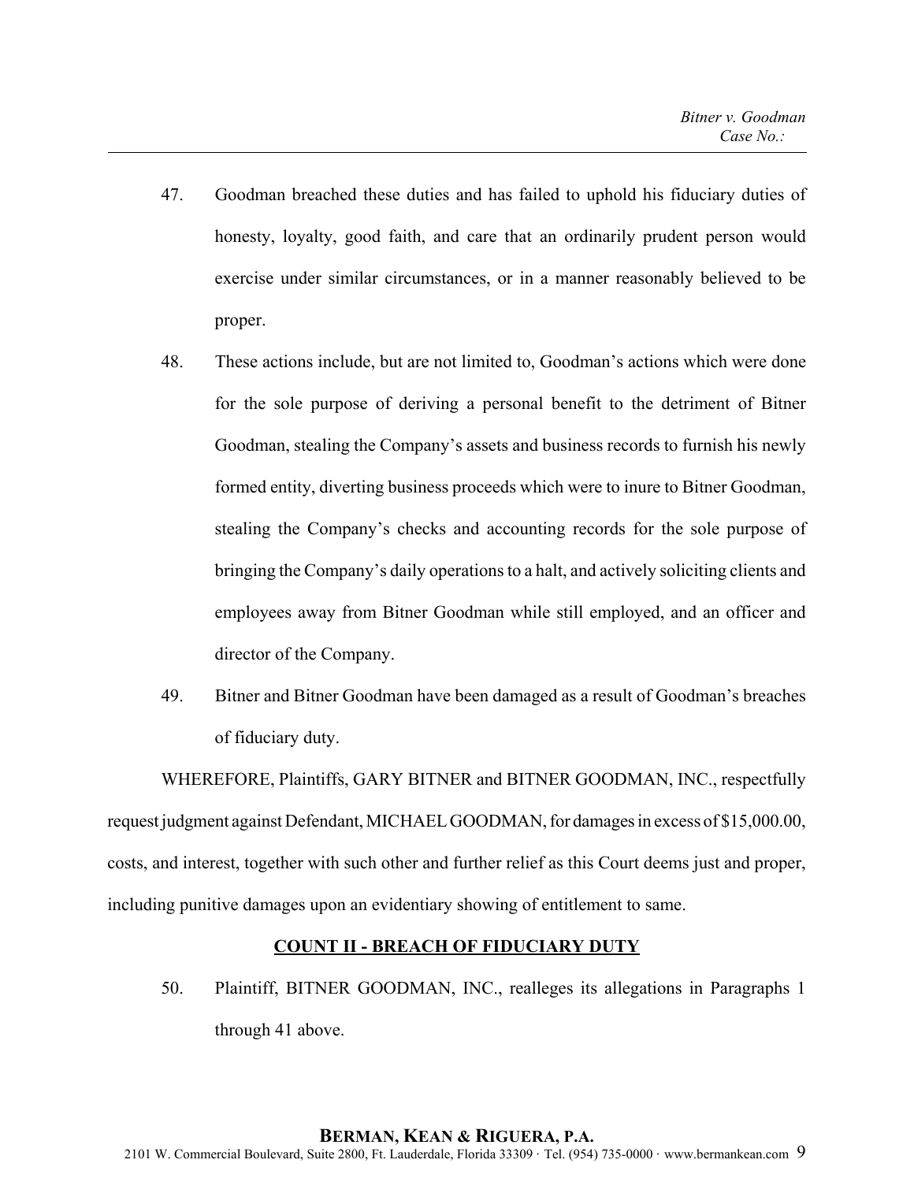47. Goodman breached these duties and has failed to uphold his fiduciary duties of honesty, loyalty, good faith, and care that an ordinarily prudent person would exercise under similar circumstances, or in a manner reasonably believed to be proper.

48. These actions include, but are not limited to, Goodman's actions which were done for the sole purpose of deriving a personal benefit to the detriment of Bitner Goodman, stealing the Company's assets and business records to furnish his newly formed entity, diverting business proceeds which were to inure to Bitner Goodman, stealing the Company's checks and accounting records for the sole purpose of bringing the Company's daily operations to a halt, and actively soliciting clients and employees away from Bitner Goodman while still employed, and an officer and director of the Company.

49. Bitner and Bitner Goodman have been damaged as a result of Goodman's breaches of fiduciary duty.

WHEREFORE, Plaintiffs, GARY BITNER and BITNER GOODMAN, INC., respectfully request judgment against Defendant, MICHAEL GOODMAN, for damages in excess of $15,000.00, costs, and interest, together with such other and further relief as this Court deems just and proper, including punitive damages upon an evidentiary showing of entitlement to same.

## COUNT II - BREACH OF FIDUCIARY DUTY

50. Plaintiff, BITNER GOODMAN, INC., realleges its allegations in Paragraphs 1 through 41 above.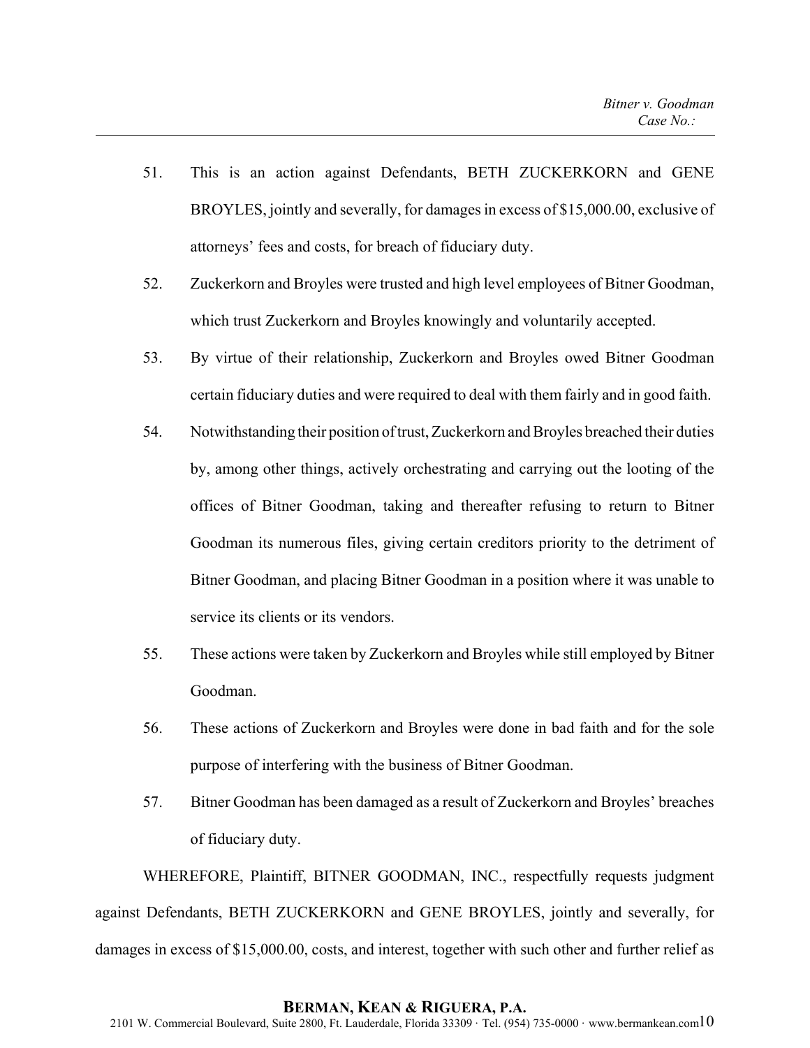51. This is an action against Defendants, BETH ZUCKERKORN and GENE BROYLES, jointly and severally, for damages in excess of $15,000.00, exclusive of attorneys' fees and costs, for breach of fiduciary duty.

52. Zuckerkorn and Broyles were trusted and high level employees of Bitner Goodman, which trust Zuckerkorn and Broyles knowingly and voluntarily accepted.

53. By virtue of their relationship, Zuckerkorn and Broyles owed Bitner Goodman certain fiduciary duties and were required to deal with them fairly and in good faith.

54. Notwithstanding their position of trust, Zuckerkorn and Broyles breached their duties by, among other things, actively orchestrating and carrying out the looting of the offices of Bitner Goodman, taking and thereafter refusing to return to Bitner Goodman its numerous files, giving certain creditors priority to the detriment of Bitner Goodman, and placing Bitner Goodman in a position where it was unable to service its clients or its vendors.

55. These actions were taken by Zuckerkorn and Broyles while still employed by Bitner Goodman.

56. These actions of Zuckerkorn and Broyles were done in bad faith and for the sole purpose of interfering with the business of Bitner Goodman.

57. Bitner Goodman has been damaged as a result of Zuckerkorn and Broyles' breaches of fiduciary duty.

WHEREFORE, Plaintiff, BITNER GOODMAN, INC., respectfully requests judgment against Defendants, BETH ZUCKERKORN and GENE BROYLES, jointly and severally, for damages in excess of $15,000.00, costs, and interest, together with such other and further relief as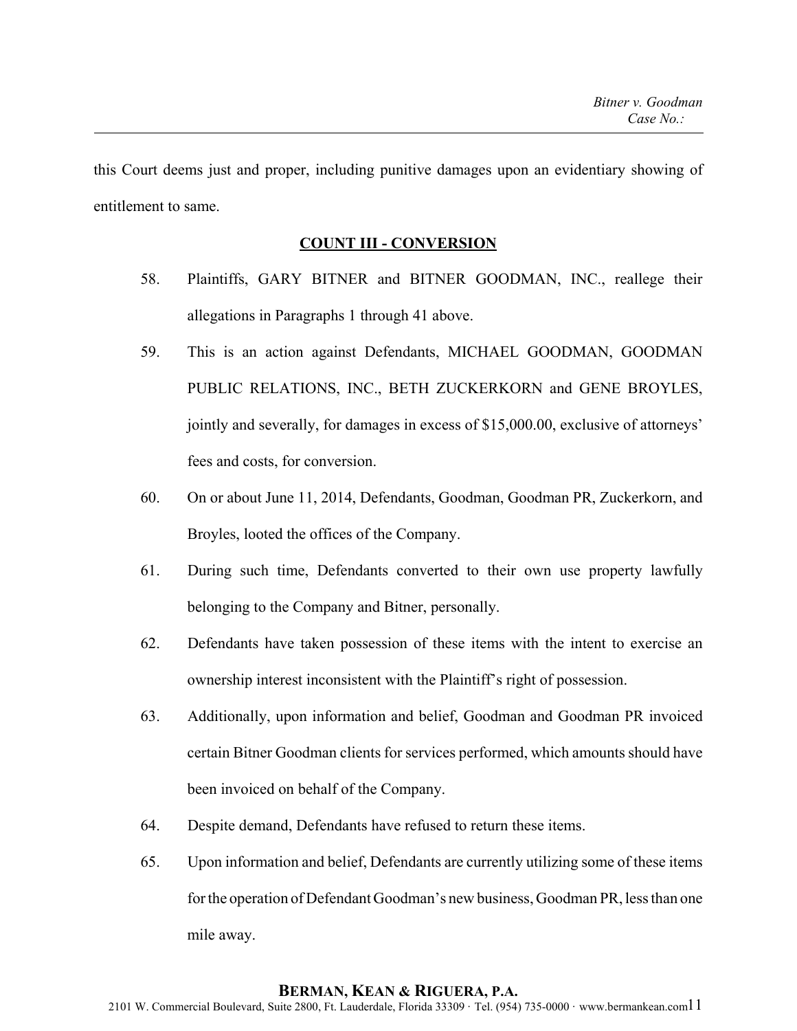this Court deems just and proper, including punitive damages upon an evidentiary showing of entitlement to same.

## COUNT III - CONVERSION

58. Plaintiffs, GARY BITNER and BITNER GOODMAN, INC., reallege their allegations in Paragraphs 1 through 41 above.

59. This is an action against Defendants, MICHAEL GOODMAN, GOODMAN PUBLIC RELATIONS, INC., BETH ZUCKERKORN and GENE BROYLES, jointly and severally, for damages in excess of $15,000.00, exclusive of attorneys' fees and costs, for conversion.

60. On or about June 11, 2014, Defendants, Goodman, Goodman PR, Zuckerkorn, and Broyles, looted the offices of the Company.

61. During such time, Defendants converted to their own use property lawfully belonging to the Company and Bitner, personally.

62. Defendants have taken possession of these items with the intent to exercise an ownership interest inconsistent with the Plaintiff's right of possession.

63. Additionally, upon information and belief, Goodman and Goodman PR invoiced certain Bitner Goodman clients for services performed, which amounts should have been invoiced on behalf of the Company.

64. Despite demand, Defendants have refused to return these items.

65. Upon information and belief, Defendants are currently utilizing some of these items for the operation of Defendant Goodman's new business, Goodman PR, less than one mile away.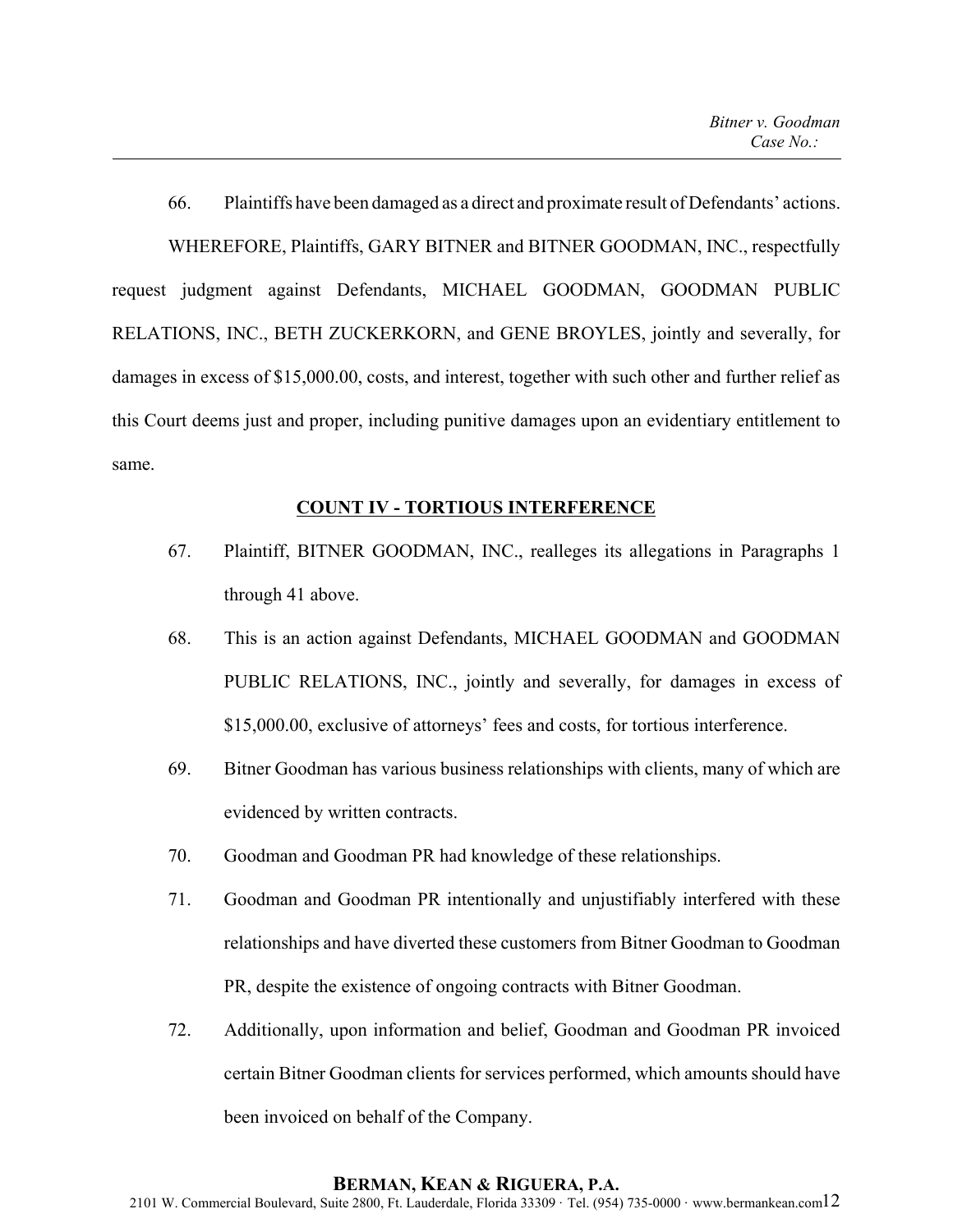66. Plaintiffs have been damaged as a direct and proximate result of Defendants' actions.

WHEREFORE, Plaintiffs, GARY BITNER and BITNER GOODMAN, INC., respectfully request judgment against Defendants, MICHAEL GOODMAN, GOODMAN PUBLIC RELATIONS, INC., BETH ZUCKERKORN, and GENE BROYLES, jointly and severally, for damages in excess of $15,000.00, costs, and interest, together with such other and further relief as this Court deems just and proper, including punitive damages upon an evidentiary entitlement to same.

## COUNT IV - TORTIOUS INTERFERENCE

67. Plaintiff, BITNER GOODMAN, INC., realleges its allegations in Paragraphs 1 through 41 above.

68. This is an action against Defendants, MICHAEL GOODMAN and GOODMAN PUBLIC RELATIONS, INC., jointly and severally, for damages in excess of $15,000.00, exclusive of attorneys' fees and costs, for tortious interference.

69. Bitner Goodman has various business relationships with clients, many of which are evidenced by written contracts.

70. Goodman and Goodman PR had knowledge of these relationships.

71. Goodman and Goodman PR intentionally and unjustifiably interfered with these relationships and have diverted these customers from Bitner Goodman to Goodman PR, despite the existence of ongoing contracts with Bitner Goodman.

72. Additionally, upon information and belief, Goodman and Goodman PR invoiced certain Bitner Goodman clients for services performed, which amounts should have been invoiced on behalf of the Company.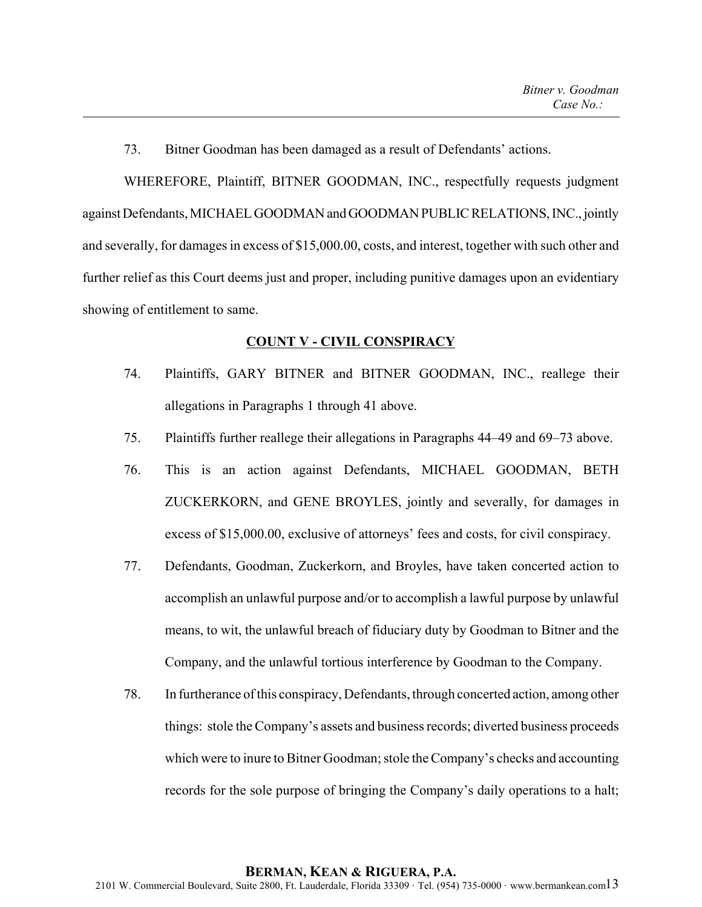73. Bitner Goodman has been damaged as a result of Defendants' actions.

WHEREFORE, Plaintiff, BITNER GOODMAN, INC., respectfully requests judgment against Defendants, MICHAEL GOODMAN and GOODMAN PUBLIC RELATIONS, INC., jointly and severally, for damages in excess of $15,000.00, costs, and interest, together with such other and further relief as this Court deems just and proper, including punitive damages upon an evidentiary showing of entitlement to same.

## COUNT V - CIVIL CONSPIRACY

74. Plaintiffs, GARY BITNER and BITNER GOODMAN, INC., reallege their allegations in Paragraphs 1 through 41 above.

75. Plaintiffs further reallege their allegations in Paragraphs 44–49 and 69–73 above.

76. This is an action against Defendants, MICHAEL GOODMAN, BETH ZUCKERKORN, and GENE BROYLES, jointly and severally, for damages in excess of $15,000.00, exclusive of attorneys' fees and costs, for civil conspiracy.

77. Defendants, Goodman, Zuckerkorn, and Broyles, have taken concerted action to accomplish an unlawful purpose and/or to accomplish a lawful purpose by unlawful means, to wit, the unlawful breach of fiduciary duty by Goodman to Bitner and the Company, and the unlawful tortious interference by Goodman to the Company.

78. In furtherance of this conspiracy, Defendants, through concerted action, among other things: stole the Company's assets and business records; diverted business proceeds which were to inure to Bitner Goodman; stole the Company's checks and accounting records for the sole purpose of bringing the Company's daily operations to a halt;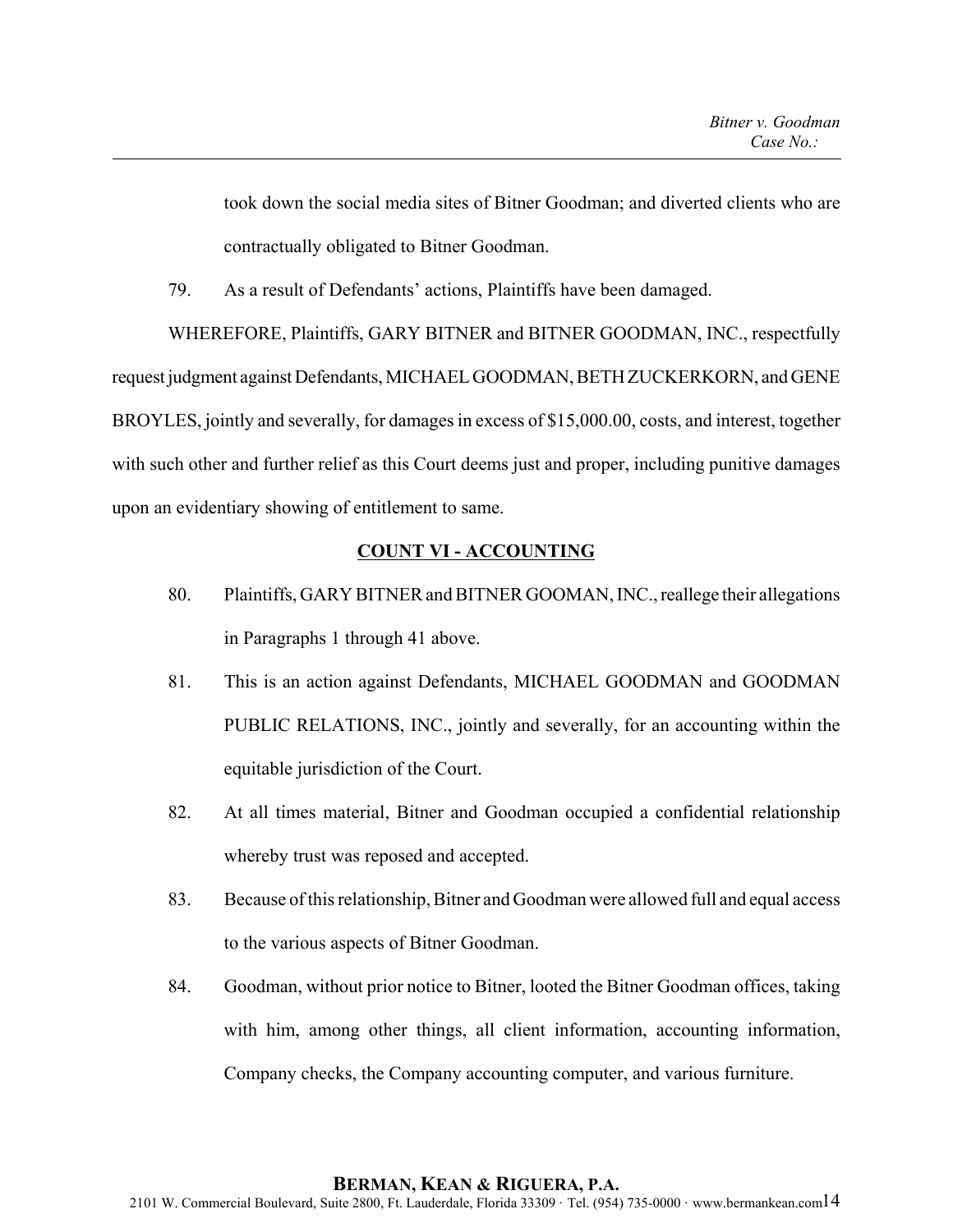took down the social media sites of Bitner Goodman; and diverted clients who are contractually obligated to Bitner Goodman.

79. As a result of Defendants' actions, Plaintiffs have been damaged.

WHEREFORE, Plaintiffs, GARY BITNER and BITNER GOODMAN, INC., respectfully request judgment against Defendants, MICHAEL GOODMAN, BETH ZUCKERKORN, and GENE BROYLES, jointly and severally, for damages in excess of $15,000.00, costs, and interest, together with such other and further relief as this Court deems just and proper, including punitive damages upon an evidentiary showing of entitlement to same.

## COUNT VI - ACCOUNTING

80. Plaintiffs, GARY BITNER and BITNER GOOMAN, INC., reallege their allegations in Paragraphs 1 through 41 above.

81. This is an action against Defendants, MICHAEL GOODMAN and GOODMAN PUBLIC RELATIONS, INC., jointly and severally, for an accounting within the equitable jurisdiction of the Court.

82. At all times material, Bitner and Goodman occupied a confidential relationship whereby trust was reposed and accepted.

83. Because of this relationship, Bitner and Goodman were allowed full and equal access to the various aspects of Bitner Goodman.

84. Goodman, without prior notice to Bitner, looted the Bitner Goodman offices, taking with him, among other things, all client information, accounting information, Company checks, the Company accounting computer, and various furniture.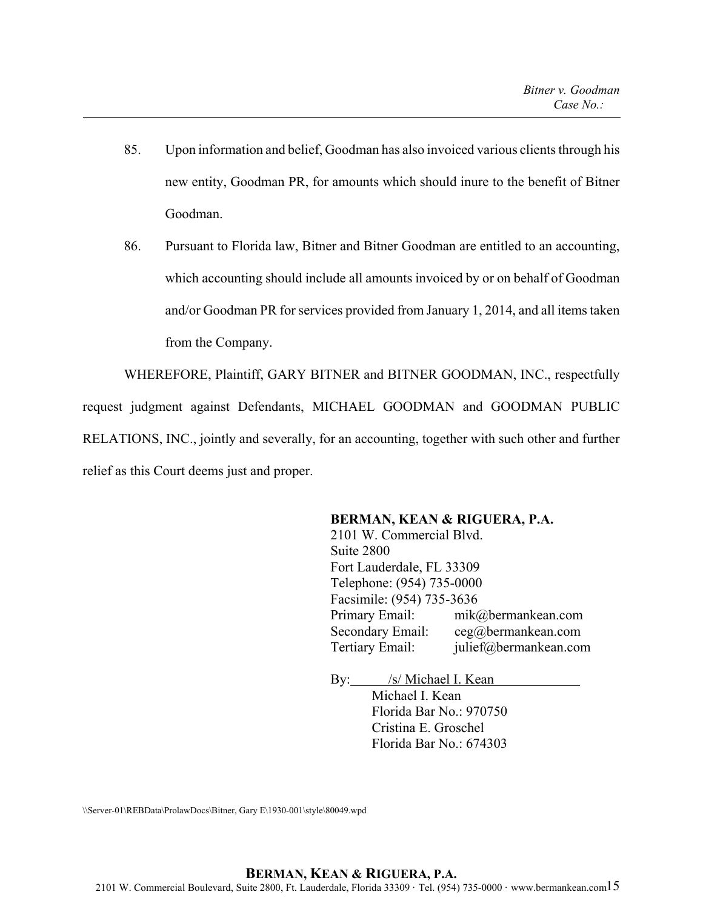85. Upon information and belief, Goodman has also invoiced various clients through his new entity, Goodman PR, for amounts which should inure to the benefit of Bitner Goodman.

86. Pursuant to Florida law, Bitner and Bitner Goodman are entitled to an accounting, which accounting should include all amounts invoiced by or on behalf of Goodman and/or Goodman PR for services provided from January 1, 2014, and all items taken from the Company.

WHEREFORE, Plaintiff, GARY BITNER and BITNER GOODMAN, INC., respectfully request judgment against Defendants, MICHAEL GOODMAN and GOODMAN PUBLIC RELATIONS, INC., jointly and severally, for an accounting, together with such other and further relief as this Court deems just and proper.

**BERMAN, KEAN & RIGUERA, P.A.**
2101 W. Commercial Blvd.
Suite 2800
Fort Lauderdale, FL 33309
Telephone: (954) 735-0000
Facsimile: (954) 735-3636
Primary Email: mik@bermankean.com
Secondary Email: ceg@bermankean.com
Tertiary Email: julief@bermankean.com

By: /s/ Michael I. Kean
Michael I. Kean
Florida Bar No.: 970750
Cristina E. Groschel
Florida Bar No.: 674303

\\Server-01\REBData\ProlawDocs\Bitner, Gary E\1930-001\style\80049.wpd